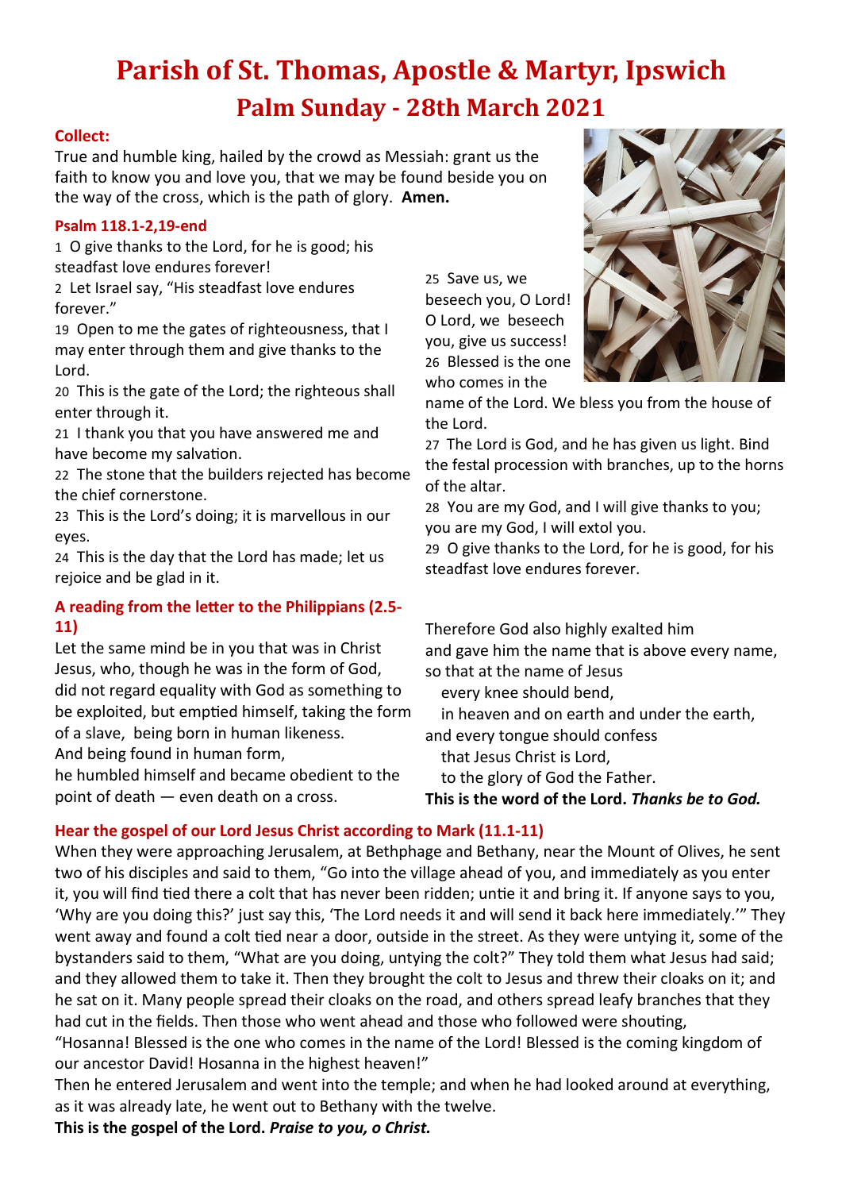# Parish of St. Thomas, Apostle & Martyr, Ipswich

## Palm Sunday - 28th March 2021

### Collect:

True and humble king, hailed by the crowd as Messiah: grant us the faith to know you and love you, that we may be found beside you on the way of the cross, which is the path of glory. **Amen.**

### Psalm 118.1-2,19-end

1 O give thanks to the Lord, for he is good; his steadfast love endures forever!
2 Let Israel say, "His steadfast love endures forever."
19 Open to me the gates of righteousness, that I may enter through them and give thanks to the Lord.
20 This is the gate of the Lord; the righteous shall enter through it.
21 I thank you that you have answered me and have become my salvation.
22 The stone that the builders rejected has become the chief cornerstone.
23 This is the Lord's doing; it is marvellous in our eyes.
24 This is the day that the Lord has made; let us rejoice and be glad in it.
25 Save us, we beseech you, O Lord! O Lord, we beseech you, give us success!
26 Blessed is the one who comes in the name of the Lord. We bless you from the house of the Lord.
27 The Lord is God, and he has given us light. Bind the festal procession with branches, up to the horns of the altar.
28 You are my God, and I will give thanks to you; you are my God, I will extol you.
29 O give thanks to the Lord, for he is good, for his steadfast love endures forever.

### A reading from the letter to the Philippians (2.5-11)

Let the same mind be in you that was in Christ Jesus, who, though he was in the form of God, did not regard equality with God as something to be exploited, but emptied himself, taking the form of a slave, being born in human likeness.
And being found in human form,
he humbled himself and became obedient to the point of death — even death on a cross.

Therefore God also highly exalted him
and gave him the name that is above every name,
so that at the name of Jesus
every knee should bend,
in heaven and on earth and under the earth,
and every tongue should confess
that Jesus Christ is Lord,
to the glory of God the Father.

**This is the word of the Lord. *Thanks be to God.***

### Hear the gospel of our Lord Jesus Christ according to Mark (11.1-11)

When they were approaching Jerusalem, at Bethphage and Bethany, near the Mount of Olives, he sent two of his disciples and said to them, "Go into the village ahead of you, and immediately as you enter it, you will find tied there a colt that has never been ridden; untie it and bring it. If anyone says to you, 'Why are you doing this?' just say this, 'The Lord needs it and will send it back here immediately.'" They went away and found a colt tied near a door, outside in the street. As they were untying it, some of the bystanders said to them, "What are you doing, untying the colt?" They told them what Jesus had said; and they allowed them to take it. Then they brought the colt to Jesus and threw their cloaks on it; and he sat on it. Many people spread their cloaks on the road, and others spread leafy branches that they had cut in the fields. Then those who went ahead and those who followed were shouting,
"Hosanna! Blessed is the one who comes in the name of the Lord! Blessed is the coming kingdom of our ancestor David! Hosanna in the highest heaven!"
Then he entered Jerusalem and went into the temple; and when he had looked around at everything, as it was already late, he went out to Bethany with the twelve.

**This is the gospel of the Lord. *Praise to you, o Christ.***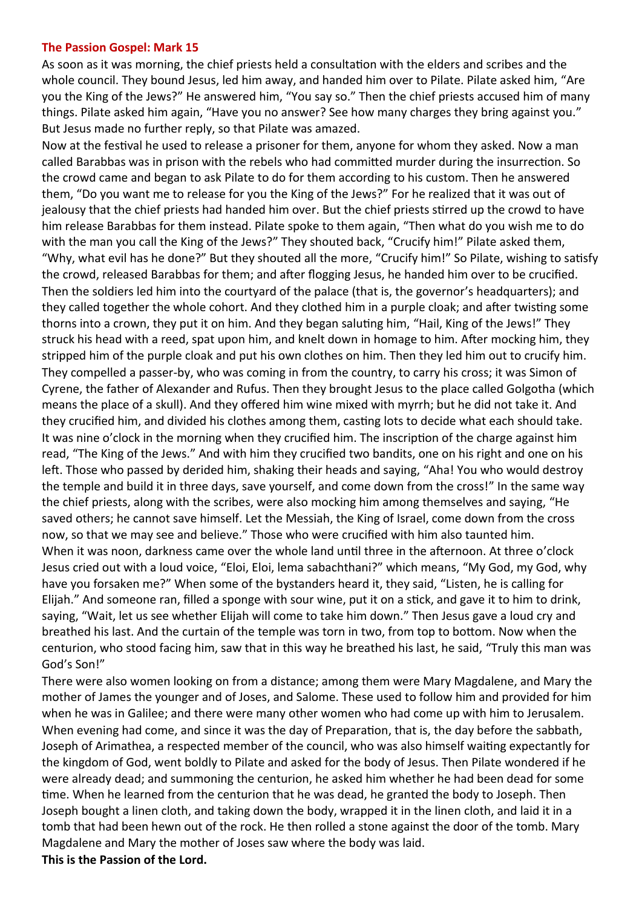**The Passion Gospel: Mark 15**

As soon as it was morning, the chief priests held a consultation with the elders and scribes and the whole council. They bound Jesus, led him away, and handed him over to Pilate. Pilate asked him, "Are you the King of the Jews?" He answered him, "You say so." Then the chief priests accused him of many things. Pilate asked him again, "Have you no answer? See how many charges they bring against you." But Jesus made no further reply, so that Pilate was amazed.

Now at the festival he used to release a prisoner for them, anyone for whom they asked. Now a man called Barabbas was in prison with the rebels who had committed murder during the insurrection. So the crowd came and began to ask Pilate to do for them according to his custom. Then he answered them, "Do you want me to release for you the King of the Jews?" For he realized that it was out of jealousy that the chief priests had handed him over. But the chief priests stirred up the crowd to have him release Barabbas for them instead. Pilate spoke to them again, "Then what do you wish me to do with the man you call the King of the Jews?" They shouted back, "Crucify him!" Pilate asked them, "Why, what evil has he done?" But they shouted all the more, "Crucify him!" So Pilate, wishing to satisfy the crowd, released Barabbas for them; and after flogging Jesus, he handed him over to be crucified.

Then the soldiers led him into the courtyard of the palace (that is, the governor's headquarters); and they called together the whole cohort. And they clothed him in a purple cloak; and after twisting some thorns into a crown, they put it on him. And they began saluting him, "Hail, King of the Jews!" They struck his head with a reed, spat upon him, and knelt down in homage to him. After mocking him, they stripped him of the purple cloak and put his own clothes on him. Then they led him out to crucify him. They compelled a passer-by, who was coming in from the country, to carry his cross; it was Simon of Cyrene, the father of Alexander and Rufus. Then they brought Jesus to the place called Golgotha (which means the place of a skull). And they offered him wine mixed with myrrh; but he did not take it. And they crucified him, and divided his clothes among them, casting lots to decide what each should take. It was nine o'clock in the morning when they crucified him. The inscription of the charge against him read, "The King of the Jews." And with him they crucified two bandits, one on his right and one on his left. Those who passed by derided him, shaking their heads and saying, "Aha! You who would destroy the temple and build it in three days, save yourself, and come down from the cross!" In the same way the chief priests, along with the scribes, were also mocking him among themselves and saying, "He saved others; he cannot save himself. Let the Messiah, the King of Israel, come down from the cross now, so that we may see and believe." Those who were crucified with him also taunted him.

When it was noon, darkness came over the whole land until three in the afternoon. At three o'clock Jesus cried out with a loud voice, "Eloi, Eloi, lema sabachthani?" which means, "My God, my God, why have you forsaken me?" When some of the bystanders heard it, they said, "Listen, he is calling for Elijah." And someone ran, filled a sponge with sour wine, put it on a stick, and gave it to him to drink, saying, "Wait, let us see whether Elijah will come to take him down." Then Jesus gave a loud cry and breathed his last. And the curtain of the temple was torn in two, from top to bottom. Now when the centurion, who stood facing him, saw that in this way he breathed his last, he said, "Truly this man was God's Son!"

There were also women looking on from a distance; among them were Mary Magdalene, and Mary the mother of James the younger and of Joses, and Salome. These used to follow him and provided for him when he was in Galilee; and there were many other women who had come up with him to Jerusalem.

When evening had come, and since it was the day of Preparation, that is, the day before the sabbath, Joseph of Arimathea, a respected member of the council, who was also himself waiting expectantly for the kingdom of God, went boldly to Pilate and asked for the body of Jesus. Then Pilate wondered if he were already dead; and summoning the centurion, he asked him whether he had been dead for some time. When he learned from the centurion that he was dead, he granted the body to Joseph. Then Joseph bought a linen cloth, and taking down the body, wrapped it in the linen cloth, and laid it in a tomb that had been hewn out of the rock. He then rolled a stone against the door of the tomb. Mary Magdalene and Mary the mother of Joses saw where the body was laid.

**This is the Passion of the Lord.**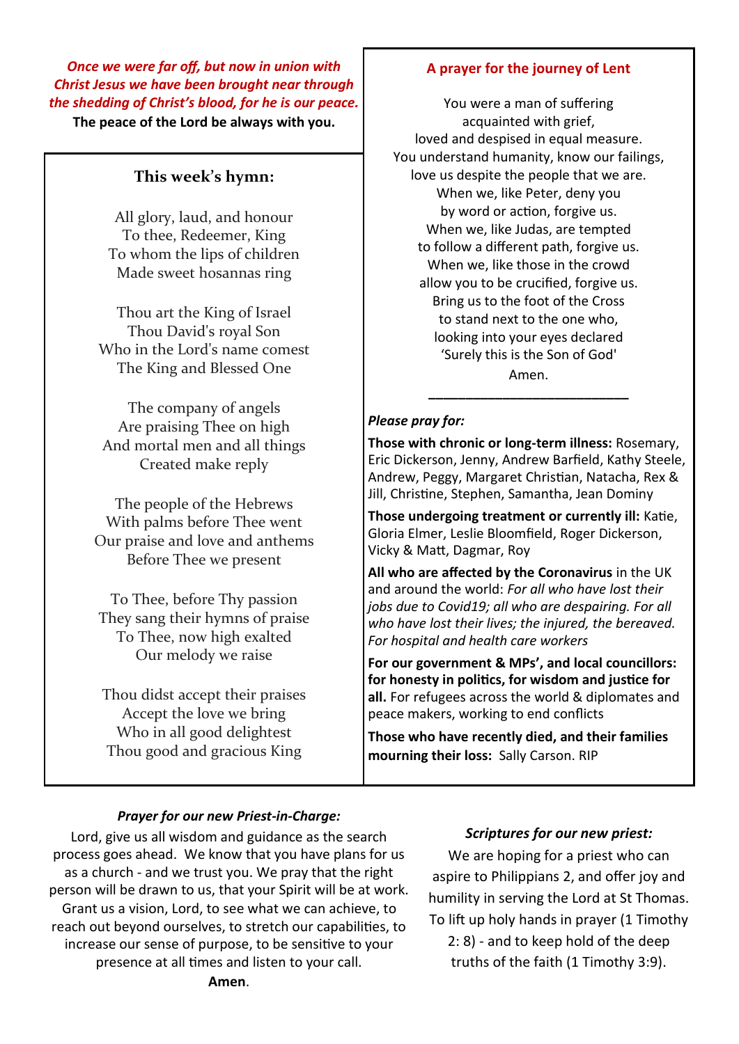***Once we were far off, but now in union with Christ Jesus we have been brought near through the shedding of Christ's blood, for he is our peace.***
**The peace of the Lord be always with you.**

## This week's hymn:

All glory, laud, and honour
To thee, Redeemer, King
To whom the lips of children
Made sweet hosannas ring

Thou art the King of Israel
Thou David's royal Son
Who in the Lord's name comest
The King and Blessed One

The company of angels
Are praising Thee on high
And mortal men and all things
Created make reply

The people of the Hebrews
With palms before Thee went
Our praise and love and anthems
Before Thee we present

To Thee, before Thy passion
They sang their hymns of praise
To Thee, now high exalted
Our melody we raise

Thou didst accept their praises
Accept the love we bring
Who in all good delightest
Thou good and gracious King

## A prayer for the journey of Lent

You were a man of suffering
acquainted with grief,
loved and despised in equal measure.
You understand humanity, know our failings,
love us despite the people that we are.
When we, like Peter, deny you
by word or action, forgive us.
When we, like Judas, are tempted
to follow a different path, forgive us.
When we, like those in the crowd
allow you to be crucified, forgive us.
Bring us to the foot of the Cross
to stand next to the one who,
looking into your eyes declared
'Surely this is the Son of God'
Amen.

---

***Please pray for:***

**Those with chronic or long-term illness:** Rosemary, Eric Dickerson, Jenny, Andrew Barfield, Kathy Steele, Andrew, Peggy, Margaret Christian, Natacha, Rex & Jill, Christine, Stephen, Samantha, Jean Dominy

**Those undergoing treatment or currently ill:** Katie, Gloria Elmer, Leslie Bloomfield, Roger Dickerson, Vicky & Matt, Dagmar, Roy

**All who are affected by the Coronavirus** in the UK and around the world: *For all who have lost their jobs due to Covid19; all who are despairing. For all who have lost their lives; the injured, the bereaved. For hospital and health care workers*

**For our government & MPs', and local councillors: for honesty in politics, for wisdom and justice for all.** For refugees across the world & diplomates and peace makers, working to end conflicts

**Those who have recently died, and their families mourning their loss:** Sally Carson. RIP

***Prayer for our new Priest-in-Charge:***

Lord, give us all wisdom and guidance as the search process goes ahead. We know that you have plans for us as a church - and we trust you. We pray that the right person will be drawn to us, that your Spirit will be at work. Grant us a vision, Lord, to see what we can achieve, to reach out beyond ourselves, to stretch our capabilities, to increase our sense of purpose, to be sensitive to your presence at all times and listen to your call.
**Amen**.

***Scriptures for our new priest:***

We are hoping for a priest who can aspire to Philippians 2, and offer joy and humility in serving the Lord at St Thomas. To lift up holy hands in prayer (1 Timothy 2: 8) - and to keep hold of the deep truths of the faith (1 Timothy 3:9).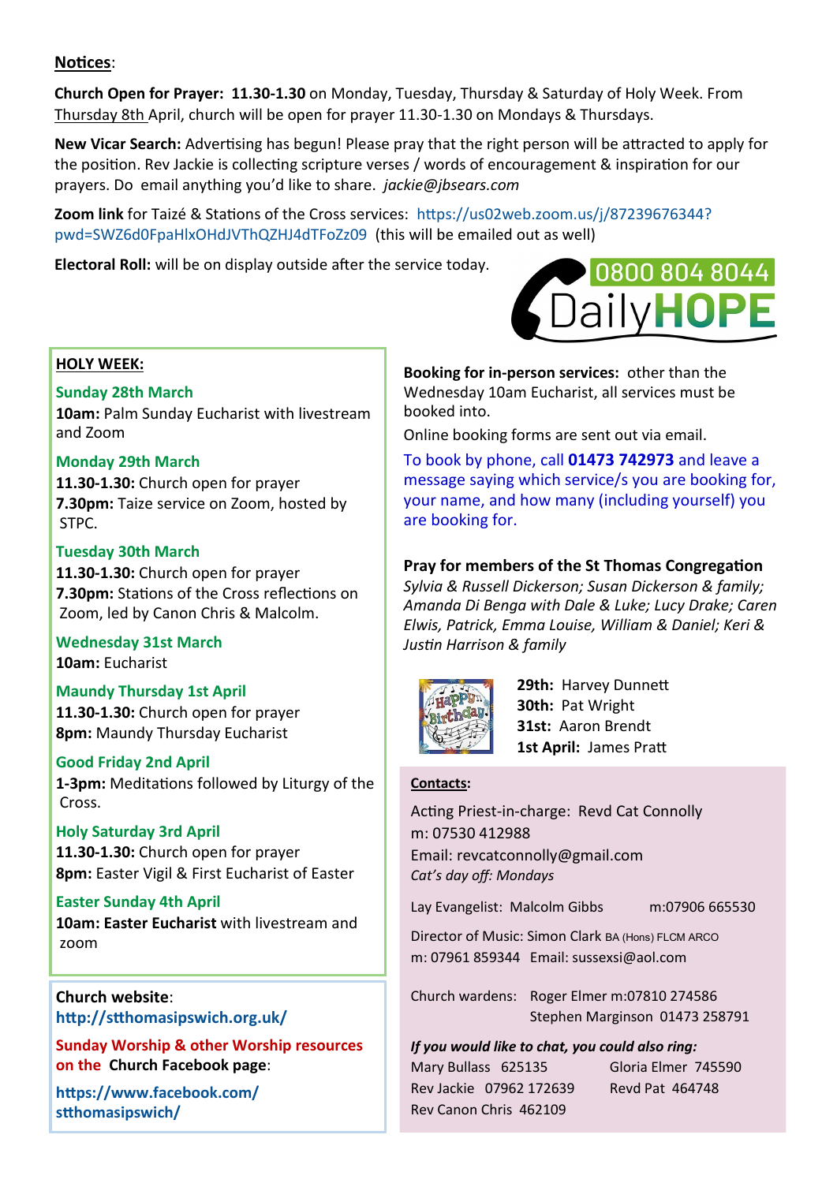## Notices:

**Church Open for Prayer: 11.30-1.30** on Monday, Tuesday, Thursday & Saturday of Holy Week. From Thursday 8th April, church will be open for prayer 11.30-1.30 on Mondays & Thursdays.

**New Vicar Search:** Advertising has begun! Please pray that the right person will be attracted to apply for the position. Rev Jackie is collecting scripture verses / words of encouragement & inspiration for our prayers. Do email anything you'd like to share. *jackie@jbsears.com*

**Zoom link** for Taizé & Stations of the Cross services: https://us02web.zoom.us/j/87239676344?pwd=SWZ6d0FpaHlxOHdJVThQZHJ4dTFoZz09 (this will be emailed out as well)

**Electoral Roll:** will be on display outside after the service today.

0800 804 8044 DailyHOPE

### HOLY WEEK:

**Sunday 28th March**
**10am:** Palm Sunday Eucharist with livestream and Zoom

**Monday 29th March**
**11.30-1.30:** Church open for prayer
**7.30pm:** Taize service on Zoom, hosted by STPC.

**Tuesday 30th March**
**11.30-1.30:** Church open for prayer
**7.30pm:** Stations of the Cross reflections on Zoom, led by Canon Chris & Malcolm.

**Wednesday 31st March**
**10am:** Eucharist

**Maundy Thursday 1st April**
**11.30-1.30:** Church open for prayer
**8pm:** Maundy Thursday Eucharist

**Good Friday 2nd April**
**1-3pm:** Meditations followed by Liturgy of the Cross.

**Holy Saturday 3rd April**
**11.30-1.30:** Church open for prayer
**8pm:** Easter Vigil & First Eucharist of Easter

**Easter Sunday 4th April**
**10am: Easter Eucharist** with livestream and zoom

**Church website**:
**http://stthomasipswich.org.uk/**

**Sunday Worship & other Worship resources on the Church Facebook page**:

**https://www.facebook.com/stthomasipswich/**

**Booking for in-person services:** other than the Wednesday 10am Eucharist, all services must be booked into.

Online booking forms are sent out via email.

To book by phone, call **01473 742973** and leave a message saying which service/s you are booking for, your name, and how many (including yourself) you are booking for.

**Pray for members of the St Thomas Congregation**
*Sylvia & Russell Dickerson; Susan Dickerson & family; Amanda Di Benga with Dale & Luke; Lucy Drake; Caren Elwis, Patrick, Emma Louise, William & Daniel; Keri & Justin Harrison & family*

Happy Birthday

**29th:** Harvey Dunnett
**30th:** Pat Wright
**31st:** Aaron Brendt
**1st April:** James Pratt

**Contacts:**

Acting Priest-in-charge: Revd Cat Connolly
m: 07530 412988
Email: revcatconnolly@gmail.com
*Cat's day off: Mondays*

Lay Evangelist: Malcolm Gibbs m:07906 665530

Director of Music: Simon Clark BA (Hons) FLCM ARCO
m: 07961 859344 Email: sussexsi@aol.com

Church wardens: Roger Elmer m:07810 274586
Stephen Marginson 01473 258791

***If you would like to chat, you could also ring:***
Mary Bullass 625135
Gloria Elmer 745590
Rev Jackie 07962 172639
Revd Pat 464748
Rev Canon Chris 462109